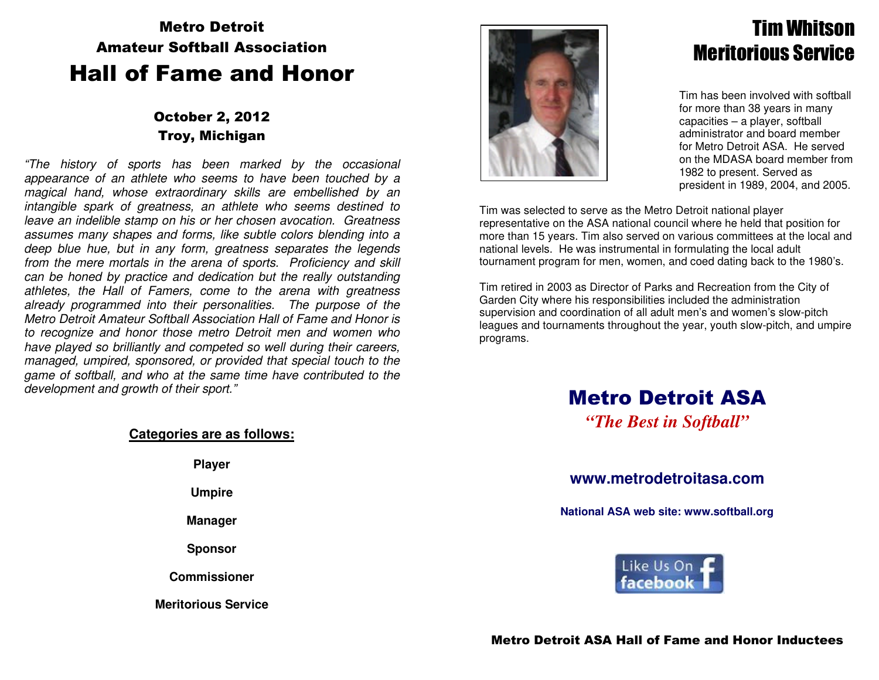# Metro Detroit Amateur Softball Association

# Hall of Fame and Honor

### October 2, 2012
### Troy, Michigan

*"The history of sports has been marked by the occasional appearance of an athlete who seems to have been touched by a magical hand, whose extraordinary skills are embellished by an intangible spark of greatness, an athlete who seems destined to leave an indelible stamp on his or her chosen avocation. Greatness assumes many shapes and forms, like subtle colors blending into a deep blue hue, but in any form, greatness separates the legends from the mere mortals in the arena of sports. Proficiency and skill can be honed by practice and dedication but the really outstanding athletes, the Hall of Famers, come to the arena with greatness already programmed into their personalities. The purpose of the Metro Detroit Amateur Softball Association Hall of Fame and Honor is to recognize and honor those metro Detroit men and women who have played so brilliantly and competed so well during their careers, managed, umpired, sponsored, or provided that special touch to the game of softball, and who at the same time have contributed to the development and growth of their sport."*

**Categories are as follows:**

**Player**

**Umpire**

**Manager**

**Sponsor**

**Commissioner**

**Meritorious Service**

# Tim Whitson
# Meritorious Service

Tim has been involved with softball for more than 38 years in many capacities – a player, softball administrator and board member for Metro Detroit ASA. He served on the MDASA board member from 1982 to present. Served as president in 1989, 2004, and 2005.

Tim was selected to serve as the Metro Detroit national player representative on the ASA national council where he held that position for more than 15 years. Tim also served on various committees at the local and national levels. He was instrumental in formulating the local adult tournament program for men, women, and coed dating back to the 1980's.

Tim retired in 2003 as Director of Parks and Recreation from the City of Garden City where his responsibilities included the administration supervision and coordination of all adult men's and women's slow-pitch leagues and tournaments throughout the year, youth slow-pitch, and umpire programs.

## Metro Detroit ASA

*"The Best in Softball"*

**www.metrodetroitasa.com**

**National ASA web site: www.softball.org**

Like Us On facebook

**Metro Detroit ASA Hall of Fame and Honor Inductees**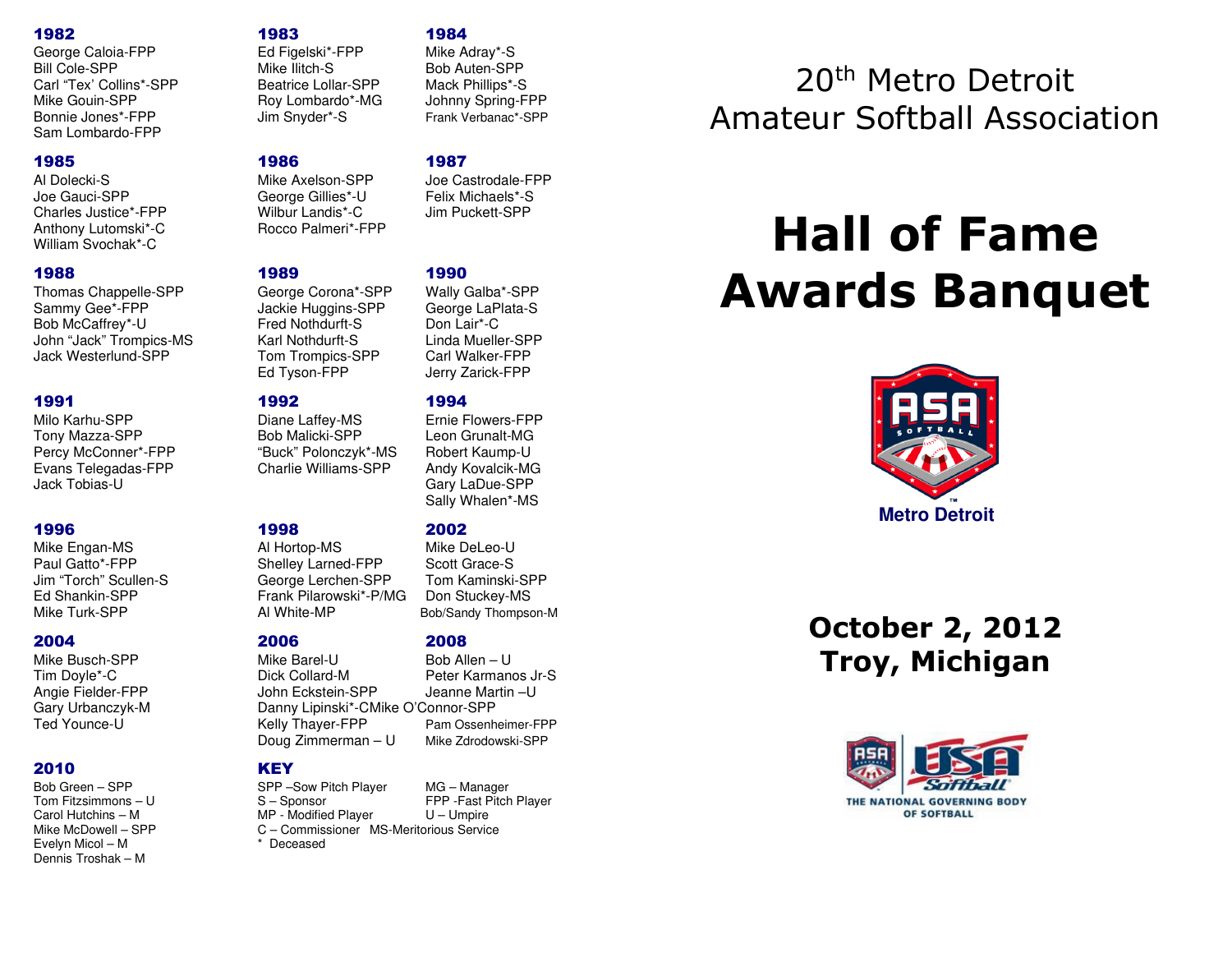### 1982

George Caloia-FPP
Bill Cole-SPP
Carl "Tex" Collins*-SPP
Mike Gouin-SPP
Bonnie Jones*-FPP
Sam Lombardo-FPP

### 1983

Ed Figelski*-FPP
Mike Ilitch-S
Beatrice Lollar-SPP
Roy Lombardo*-MG
Jim Snyder*-S

### 1984

Mike Adray*-S
Bob Auten-SPP
Mack Phillips*-S
Johnny Spring-FPP
Frank Verbanac*-SPP

### 1985

Al Dolecki-S
Joe Gauci-SPP
Charles Justice*-FPP
Anthony Lutomski*-C
William Svochak*-C

### 1986

Mike Axelson-SPP
George Gillies*-U
Wilbur Landis*-C
Rocco Palmeri*-FPP

### 1987

Joe Castrodale-FPP
Felix Michaels*-S
Jim Puckett-SPP

### 1988

Thomas Chappelle-SPP
Sammy Gee*-FPP
Bob McCaffrey*-U
John "Jack" Trompics-MS
Jack Westerlund-SPP

### 1989

George Corona*-SPP
Jackie Huggins-SPP
Fred Nothdurft-S
Karl Nothdurft-S
Tom Trompics-SPP
Ed Tyson-FPP

### 1990

Wally Galba*-SPP
George LaPlata-S
Don Lair*-C
Linda Mueller-SPP
Carl Walker-FPP
Jerry Zarick-FPP

### 1991

Milo Karhu-SPP
Tony Mazza-SPP
Percy McConner*-FPP
Evans Telegadas-FPP
Jack Tobias-U

### 1992

Diane Laffey-MS
Bob Malicki-SPP
"Buck" Polonczyk*-MS
Charlie Williams-SPP

### 1994

Ernie Flowers-FPP
Leon Grunalt-MG
Robert Kaump-U
Andy Kovalcik-MG
Gary LaDue-SPP
Sally Whalen*-MS

### 1996

Mike Engan-MS
Paul Gatto*-FPP
Jim "Torch" Scullen-S
Ed Shankin-SPP
Mike Turk-SPP

### 1998

Al Hortop-MS
Shelley Larned-FPP
George Lerchen-SPP
Frank Pilarowski*-P/MG
Al White-MP

### 2002

Mike DeLeo-U
Scott Grace-S
Tom Kaminski-SPP
Don Stuckey-MS
Bob/Sandy Thompson-M

### 2004

Mike Busch-SPP
Tim Doyle*-C
Angie Fielder-FPP
Gary Urbanczyk-M
Ted Younce-U

### 2006

Mike Barel-U
Dick Collard-M
John Eckstein-SPP
Danny Lipinski*-C
Kelly Thayer-FPP
Doug Zimmerman – U

### 2008

Bob Allen – U
Peter Karmanos Jr-S
Jeanne Martin –U
Mike O'Connor-SPP
Pam Ossenheimer-FPP
Mike Zdrodowski-SPP

### 2010

Bob Green – SPP
Tom Fitzsimmons – U
Carol Hutchins – M
Mike McDowell – SPP
Evelyn Micol – M
Dennis Troshak – M

### KEY

SPP –Sow Pitch Player
S – Sponsor
MP - Modified Player
C – Commissioner
MS-Meritorious Service
MG – Manager
FPP -Fast Pitch Player
U – Umpire
\* Deceased

# 20th Metro Detroit Amateur Softball Association

# Hall of Fame Awards Banquet

Metro Detroit

## October 2, 2012
## Troy, Michigan

THE NATIONAL GOVERNING BODY OF SOFTBALL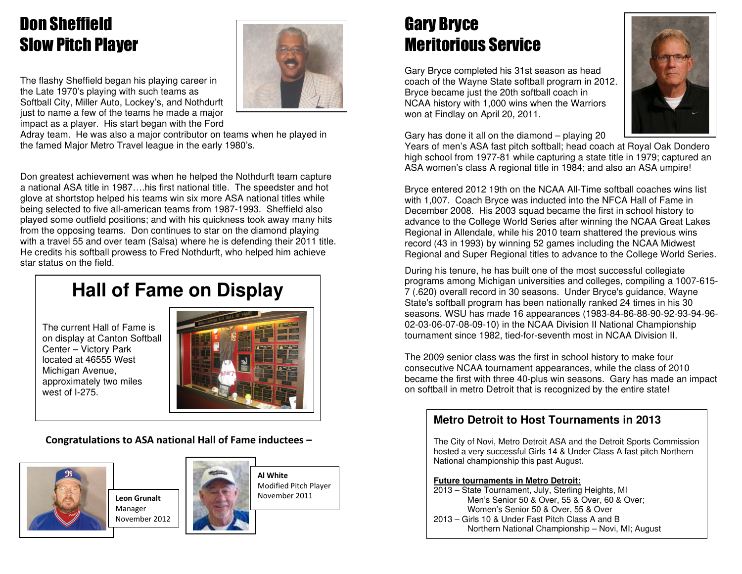# Don Sheffield
## Slow Pitch Player

The flashy Sheffield began his playing career in the Late 1970's playing with such teams as Softball City, Miller Auto, Lockey's, and Nothdurft just to name a few of the teams he made a major impact as a player. His start began with the Ford Adray team. He was also a major contributor on teams when he played in the famed Major Metro Travel league in the early 1980's.

Don greatest achievement was when he helped the Nothdurft team capture a national ASA title in 1987….his first national title. The speedster and hot glove at shortstop helped his teams win six more ASA national titles while being selected to five all-american teams from 1987-1993. Sheffield also played some outfield positions; and with his quickness took away many hits from the opposing teams. Don continues to star on the diamond playing with a travel 55 and over team (Salsa) where he is defending their 2011 title. He credits his softball prowess to Fred Nothdurft, who helped him achieve star status on the field.

## Hall of Fame on Display

The current Hall of Fame is on display at Canton Softball Center – Victory Park located at 46555 West Michigan Avenue, approximately two miles west of I-275.

**Congratulations to ASA national Hall of Fame inductees –**

**Leon Grunalt**
Manager
November 2012

**Al White**
Modified Pitch Player
November 2011

# Gary Bryce
## Meritorious Service

Gary Bryce completed his 31st season as head coach of the Wayne State softball program in 2012. Bryce became just the 20th softball coach in NCAA history with 1,000 wins when the Warriors won at Findlay on April 20, 2011.

Gary has done it all on the diamond – playing 20 Years of men's ASA fast pitch softball; head coach at Royal Oak Dondero high school from 1977-81 while capturing a state title in 1979; captured an ASA women's class A regional title in 1984; and also an ASA umpire!

Bryce entered 2012 19th on the NCAA All-Time softball coaches wins list with 1,007. Coach Bryce was inducted into the NFCA Hall of Fame in December 2008. His 2003 squad became the first in school history to advance to the College World Series after winning the NCAA Great Lakes Regional in Allendale, while his 2010 team shattered the previous wins record (43 in 1993) by winning 52 games including the NCAA Midwest Regional and Super Regional titles to advance to the College World Series.

During his tenure, he has built one of the most successful collegiate programs among Michigan universities and colleges, compiling a 1007-615-7 (.620) overall record in 30 seasons. Under Bryce's guidance, Wayne State's softball program has been nationally ranked 24 times in his 30 seasons. WSU has made 16 appearances (1983-84-86-88-90-92-93-94-96-02-03-06-07-08-09-10) in the NCAA Division II National Championship tournament since 1982, tied-for-seventh most in NCAA Division II.

The 2009 senior class was the first in school history to make four consecutive NCAA tournament appearances, while the class of 2010 became the first with three 40-plus win seasons. Gary has made an impact on softball in metro Detroit that is recognized by the entire state!

### Metro Detroit to Host Tournaments in 2013

The City of Novi, Metro Detroit ASA and the Detroit Sports Commission hosted a very successful Girls 14 & Under Class A fast pitch Northern National championship this past August.

**Future tournaments in Metro Detroit:**

2013 – State Tournament, July, Sterling Heights, MI
Men's Senior 50 & Over, 55 & Over, 60 & Over;
Women's Senior 50 & Over, 55 & Over

2013 – Girls 10 & Under Fast Pitch Class A and B
Northern National Championship – Novi, MI; August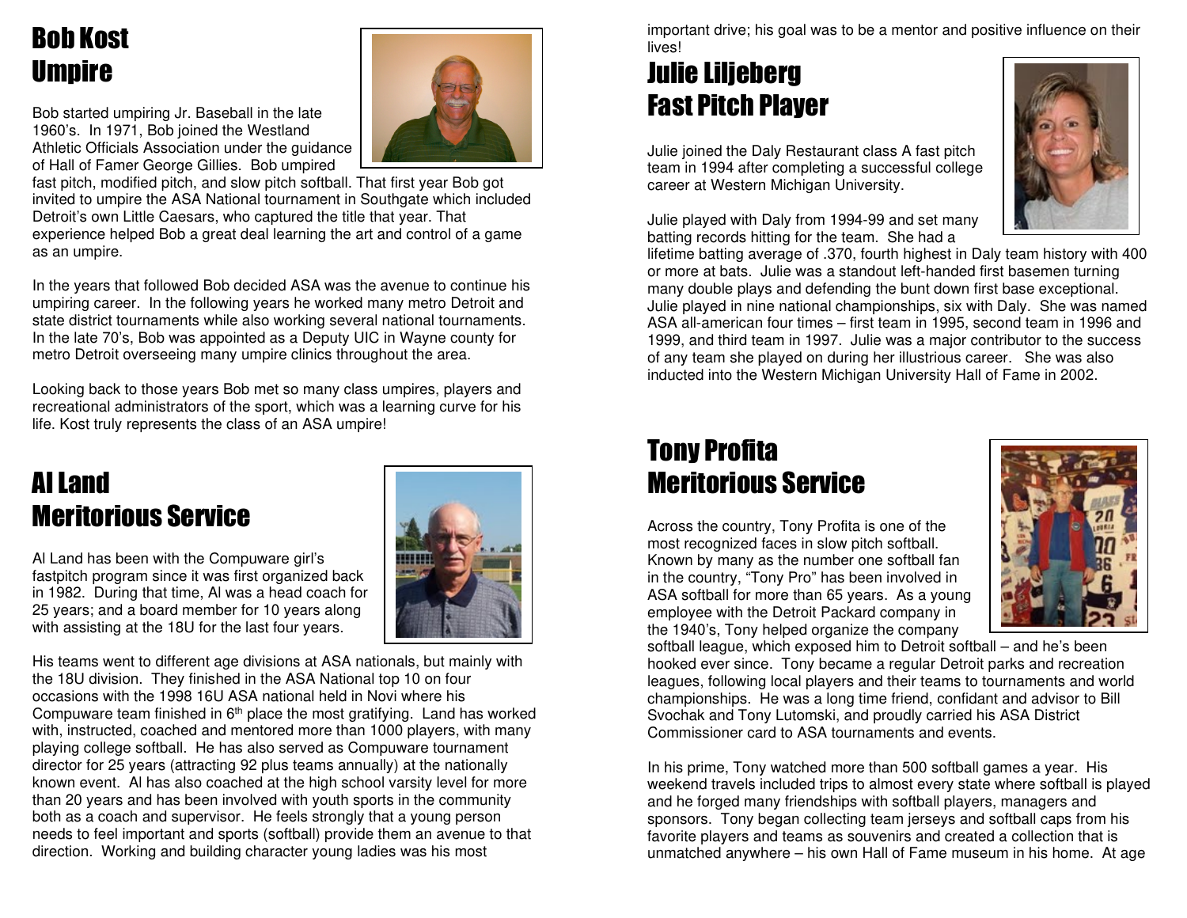# Bob Kost
# Umpire

Bob started umpiring Jr. Baseball in the late 1960's. In 1971, Bob joined the Westland Athletic Officials Association under the guidance of Hall of Famer George Gillies. Bob umpired fast pitch, modified pitch, and slow pitch softball. That first year Bob got invited to umpire the ASA National tournament in Southgate which included Detroit's own Little Caesars, who captured the title that year. That experience helped Bob a great deal learning the art and control of a game as an umpire.

In the years that followed Bob decided ASA was the avenue to continue his umpiring career. In the following years he worked many metro Detroit and state district tournaments while also working several national tournaments. In the late 70's, Bob was appointed as a Deputy UIC in Wayne county for metro Detroit overseeing many umpire clinics throughout the area.

Looking back to those years Bob met so many class umpires, players and recreational administrators of the sport, which was a learning curve for his life. Kost truly represents the class of an ASA umpire!

# Al Land
# Meritorious Service

Al Land has been with the Compuware girl's fastpitch program since it was first organized back in 1982. During that time, Al was a head coach for 25 years; and a board member for 10 years along with assisting at the 18U for the last four years.

His teams went to different age divisions at ASA nationals, but mainly with the 18U division. They finished in the ASA National top 10 on four occasions with the 1998 16U ASA national held in Novi where his Compuware team finished in 6th place the most gratifying. Land has worked with, instructed, coached and mentored more than 1000 players, with many playing college softball. He has also served as Compuware tournament director for 25 years (attracting 92 plus teams annually) at the nationally known event. Al has also coached at the high school varsity level for more than 20 years and has been involved with youth sports in the community both as a coach and supervisor. He feels strongly that a young person needs to feel important and sports (softball) provide them an avenue to that direction. Working and building character young ladies was his most important drive; his goal was to be a mentor and positive influence on their lives!

# Julie Liljeberg
# Fast Pitch Player

Julie joined the Daly Restaurant class A fast pitch team in 1994 after completing a successful college career at Western Michigan University.

Julie played with Daly from 1994-99 and set many batting records hitting for the team. She had a lifetime batting average of .370, fourth highest in Daly team history with 400 or more at bats. Julie was a standout left-handed first basemen turning many double plays and defending the bunt down first base exceptional. Julie played in nine national championships, six with Daly. She was named ASA all-american four times – first team in 1995, second team in 1996 and 1999, and third team in 1997. Julie was a major contributor to the success of any team she played on during her illustrious career. She was also inducted into the Western Michigan University Hall of Fame in 2002.

# Tony Profita
# Meritorious Service

Across the country, Tony Profita is one of the most recognized faces in slow pitch softball. Known by many as the number one softball fan in the country, "Tony Pro" has been involved in ASA softball for more than 65 years. As a young employee with the Detroit Packard company in the 1940's, Tony helped organize the company softball league, which exposed him to Detroit softball – and he's been hooked ever since. Tony became a regular Detroit parks and recreation leagues, following local players and their teams to tournaments and world championships. He was a long time friend, confidant and advisor to Bill Svochak and Tony Lutomski, and proudly carried his ASA District Commissioner card to ASA tournaments and events.

In his prime, Tony watched more than 500 softball games a year. His weekend travels included trips to almost every state where softball is played and he forged many friendships with softball players, managers and sponsors. Tony began collecting team jerseys and softball caps from his favorite players and teams as souvenirs and created a collection that is unmatched anywhere – his own Hall of Fame museum in his home. At age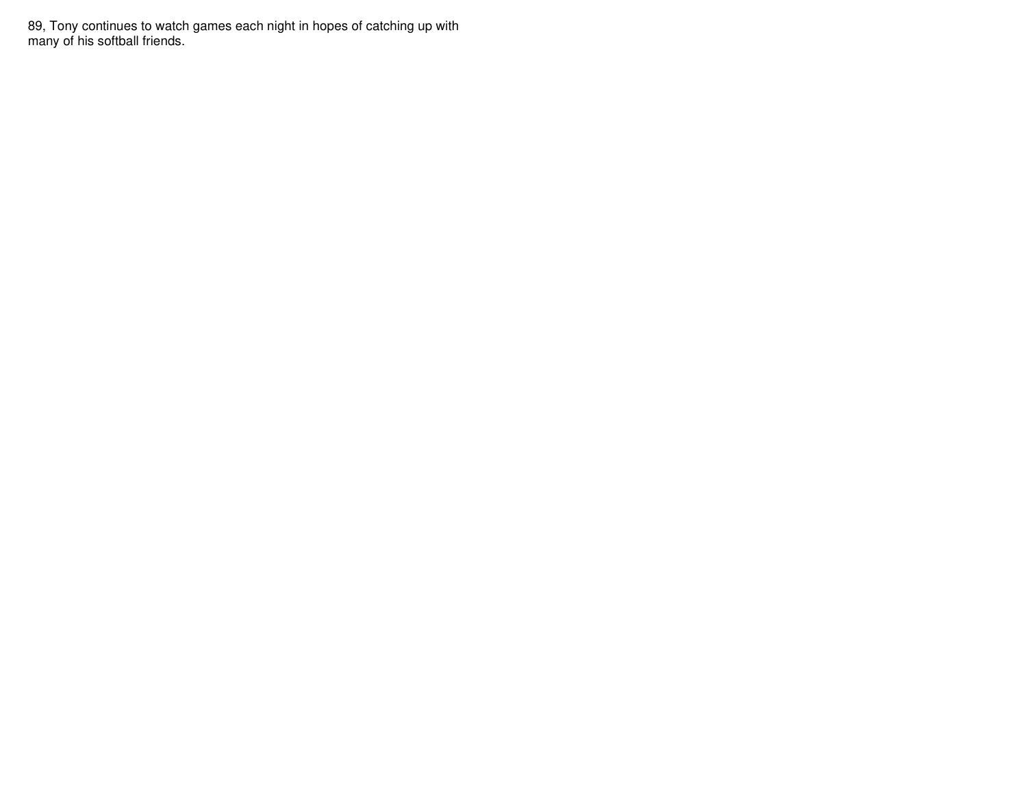89, Tony continues to watch games each night in hopes of catching up with many of his softball friends.